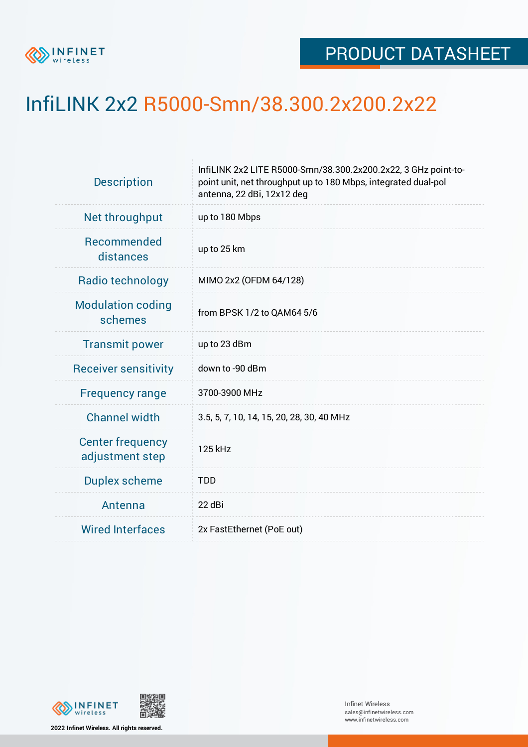PRODUCT DATASHEET

# InfiLINK 2x2 R5000-Smn/38.300.2x200.2x22

| | |
|---|---|
| Description | InfiLINK 2x2 LITE R5000-Smn/38.300.2x200.2x22, 3 GHz point-to-point unit, net throughput up to 180 Mbps, integrated dual-pol antenna, 22 dBi, 12x12 deg |
| Net throughput | up to 180 Mbps |
| Recommended distances | up to 25 km |
| Radio technology | MIMO 2x2 (OFDM 64/128) |
| Modulation coding schemes | from BPSK 1/2 to QAM64 5/6 |
| Transmit power | up to 23 dBm |
| Receiver sensitivity | down to -90 dBm |
| Frequency range | 3700-3900 MHz |
| Channel width | 3.5, 5, 7, 10, 14, 15, 20, 28, 30, 40 MHz |
| Center frequency adjustment step | 125 kHz |
| Duplex scheme | TDD |
| Antenna | 22 dBi |
| Wired Interfaces | 2x FastEthernet (PoE out) |

2022 Infinet Wireless. All rights reserved.

Infinet Wireless
sales@infinetwireless.com
www.infinetwireless.com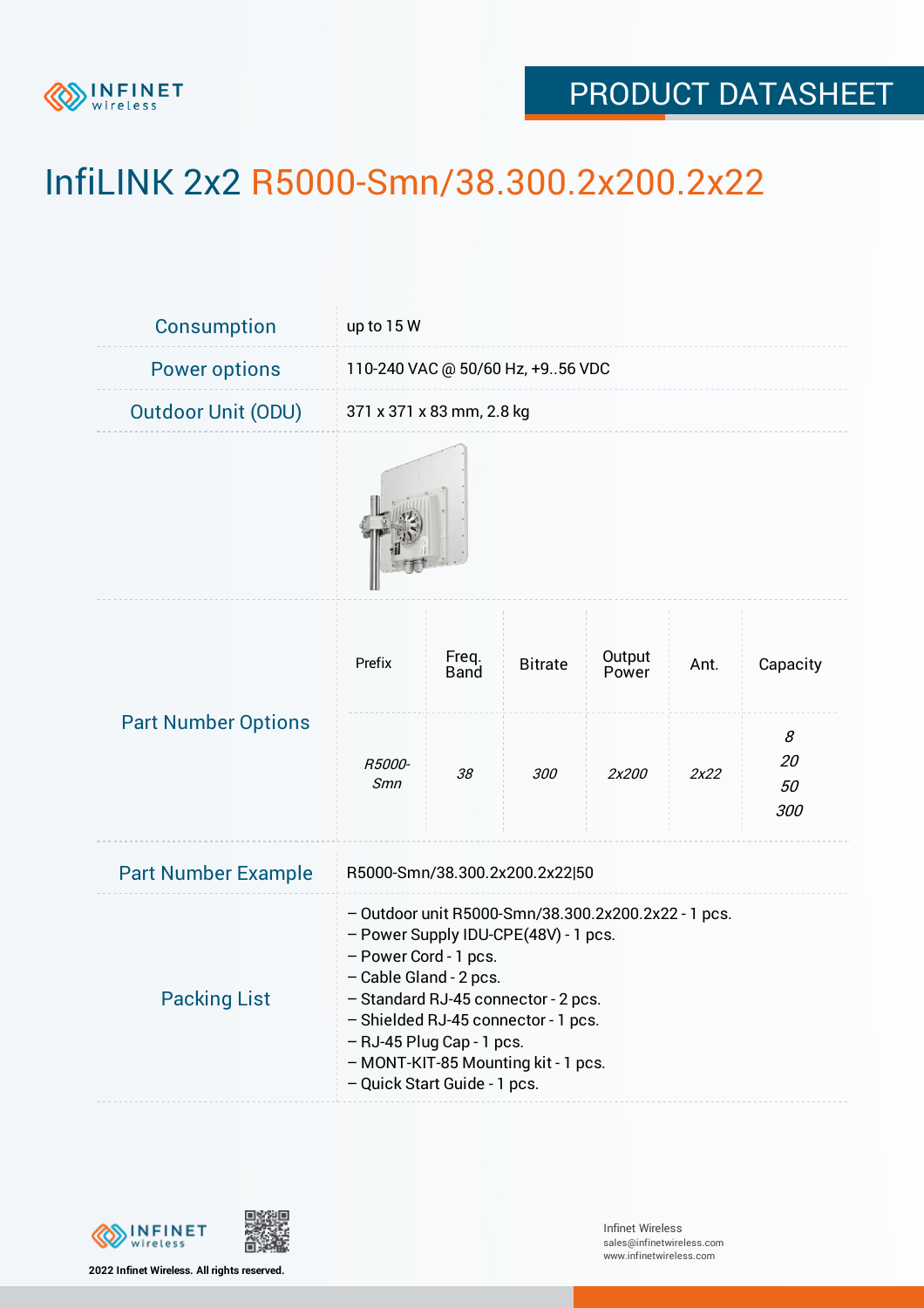# InfiLINK 2x2 R5000-Smn/38.300.2x200.2x22

| | |
|---|---|
| Consumption | up to 15 W |
| Power options | 110-240 VAC @ 50/60 Hz, +9..56 VDC |
| Outdoor Unit (ODU) | 371 x 371 x 83 mm, 2.8 kg |

**Part Number Options**

| Prefix | Freq. Band | Bitrate | Output Power | Ant. | Capacity |
|---|---|---|---|---|---|
| *R5000-Smn* | *38* | *300* | *2x200* | *2x22* | *8*<br>*20*<br>*50*<br>*300* |

| | |
|---|---|
| Part Number Example | R5000-Smn/38.300.2x200.2x22\|50 |

**Packing List**

– Outdoor unit R5000-Smn/38.300.2x200.2x22 - 1 pcs.
– Power Supply IDU-CPE(48V) - 1 pcs.
– Power Cord - 1 pcs.
– Cable Gland - 2 pcs.
– Standard RJ-45 connector - 2 pcs.
– Shielded RJ-45 connector - 1 pcs.
– RJ-45 Plug Cap - 1 pcs.
– MONT-KIT-85 Mounting kit - 1 pcs.
– Quick Start Guide - 1 pcs.

2022 Infinet Wireless. All rights reserved.

Infinet Wireless
sales@infinetwireless.com
www.infinetwireless.com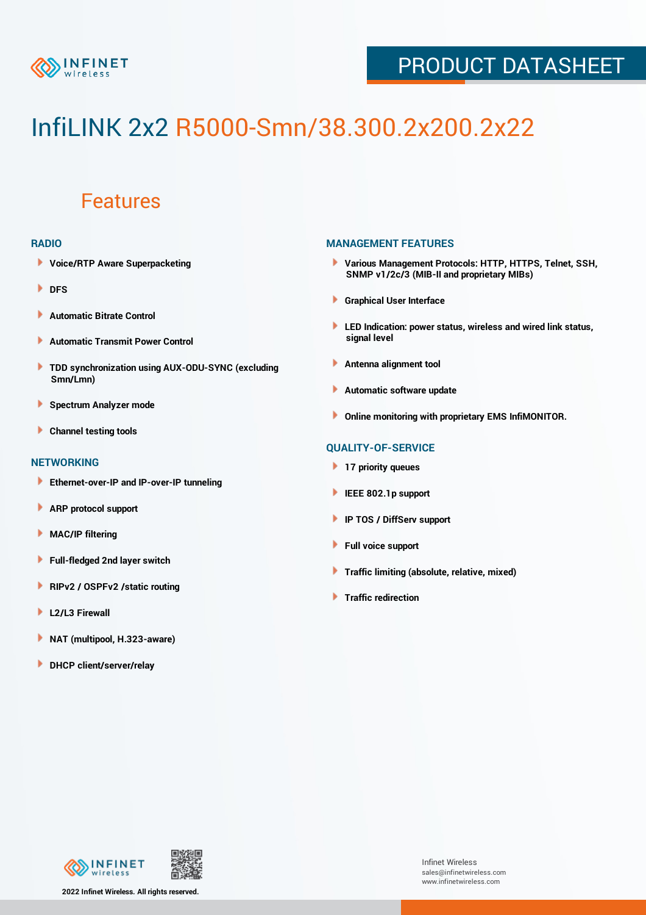# InfiLINK 2x2 R5000-Smn/38.300.2x200.2x22

## Features

### RADIO

- Voice/RTP Aware Superpacketing
- DFS
- Automatic Bitrate Control
- Automatic Transmit Power Control
- TDD synchronization using AUX-ODU-SYNC (excluding Smn/Lmn)
- Spectrum Analyzer mode
- Channel testing tools

### NETWORKING

- Ethernet-over-IP and IP-over-IP tunneling
- ARP protocol support
- MAC/IP filtering
- Full-fledged 2nd layer switch
- RIPv2 / OSPFv2 /static routing
- L2/L3 Firewall
- NAT (multipool, H.323-aware)
- DHCP client/server/relay

### MANAGEMENT FEATURES

- Various Management Protocols: HTTP, HTTPS, Telnet, SSH, SNMP v1/2c/3 (MIB-II and proprietary MIBs)
- Graphical User Interface
- LED Indication: power status, wireless and wired link status, signal level
- Antenna alignment tool
- Automatic software update
- Online monitoring with proprietary EMS InfiMONITOR.

### QUALITY-OF-SERVICE

- 17 priority queues
- IEEE 802.1p support
- IP TOS / DiffServ support
- Full voice support
- Traffic limiting (absolute, relative, mixed)
- Traffic redirection

2022 Infinet Wireless. All rights reserved.

Infinet Wireless
sales@infinetwireless.com
www.infinetwireless.com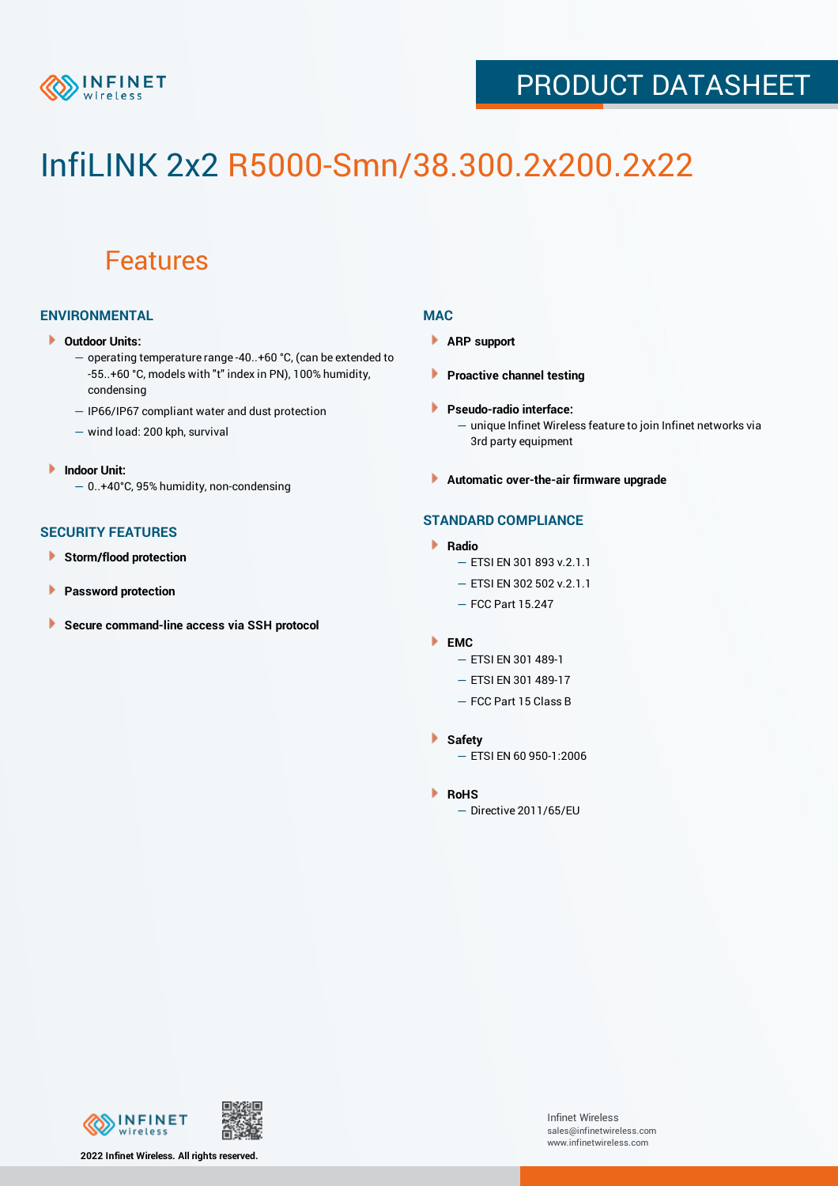# InfiLINK 2x2 R5000-Smn/38.300.2x200.2x22

## Features

### ENVIRONMENTAL

- **Outdoor Units:**
  - operating temperature range -40..+60 °C, (can be extended to -55..+60 °C, models with "t" index in PN), 100% humidity, condensing
  - IP66/IP67 compliant water and dust protection
  - wind load: 200 kph, survival
- **Indoor Unit:**
  - 0..+40°C, 95% humidity, non-condensing

### SECURITY FEATURES

- **Storm/flood protection**
- **Password protection**
- **Secure command-line access via SSH protocol**

### MAC

- **ARP support**
- **Proactive channel testing**
- **Pseudo-radio interface:**
  - unique Infinet Wireless feature to join Infinet networks via 3rd party equipment
- **Automatic over-the-air firmware upgrade**

### STANDARD COMPLIANCE

- **Radio**
  - ETSI EN 301 893 v.2.1.1
  - ETSI EN 302 502 v.2.1.1
  - FCC Part 15.247
- **EMC**
  - ETSI EN 301 489-1
  - ETSI EN 301 489-17
  - FCC Part 15 Class B
- **Safety**
  - ETSI EN 60 950-1:2006
- **RoHS**
  - Directive 2011/65/EU

2022 Infinet Wireless. All rights reserved.

Infinet Wireless
sales@infinetwireless.com
www.infinetwireless.com